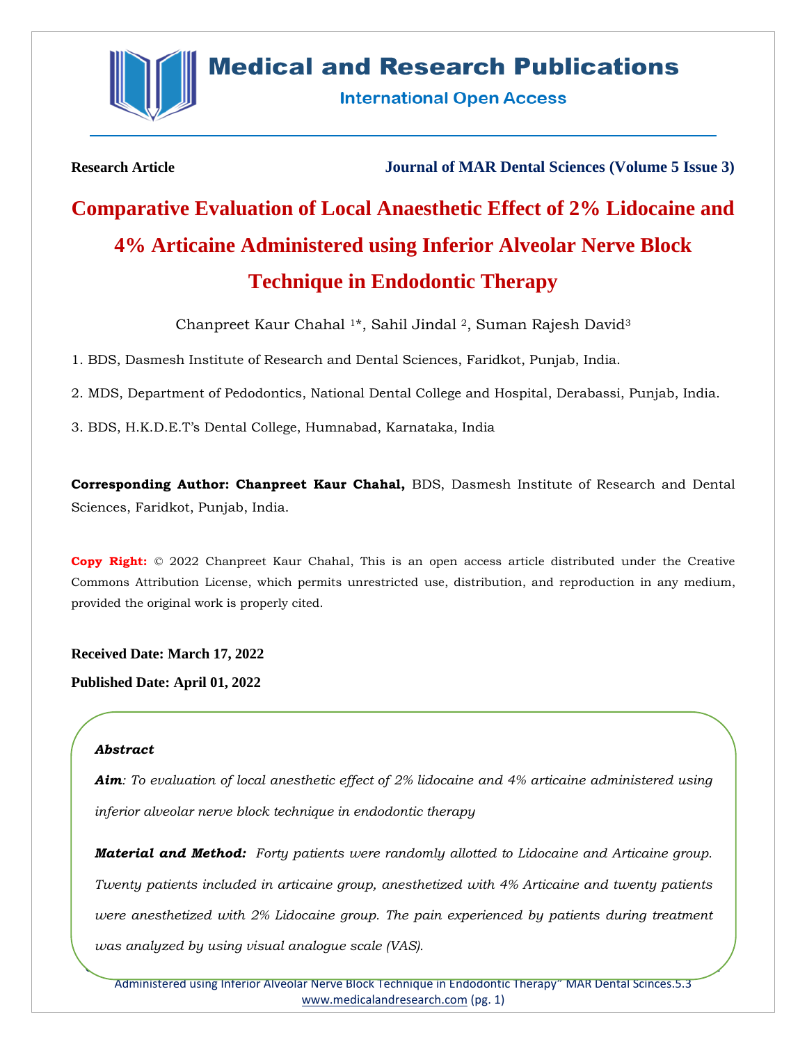**Research Article**

**Journal of MAR Dental Sciences (Volume 5 Issue 3)**

# Comparative Evaluation of Local Anaesthetic Effect of 2% Lidocaine and 4% Articaine Administered using Inferior Alveolar Nerve Block Technique in Endodontic Therapy

Chanpreet Kaur Chahal [1]*, Sahil Jindal [2], Suman Rajesh David[3]

1. BDS, Dasmesh Institute of Research and Dental Sciences, Faridkot, Punjab, India.

2. MDS, Department of Pedodontics, National Dental College and Hospital, Derabassi, Punjab, India.

3. BDS, H.K.D.E.T's Dental College, Humnabad, Karnataka, India

**Corresponding Author: Chanpreet Kaur Chahal,** BDS, Dasmesh Institute of Research and Dental Sciences, Faridkot, Punjab, India.

**Copy Right:** © 2022 Chanpreet Kaur Chahal, This is an open access article distributed under the Creative Commons Attribution License, which permits unrestricted use, distribution, and reproduction in any medium, provided the original work is properly cited.

**Received Date: March 17, 2022**

**Published Date: April 01, 2022**

***Abstract***

***Aim****: To evaluation of local anesthetic effect of 2% lidocaine and 4% articaine administered using inferior alveolar nerve block technique in endodontic therapy*

***Material and Method:*** *Forty patients were randomly allotted to Lidocaine and Articaine group. Twenty patients included in articaine group, anesthetized with 4% Articaine and twenty patients were anesthetized with 2% Lidocaine group. The pain experienced by patients during treatment was analyzed by using visual analogue scale (VAS).*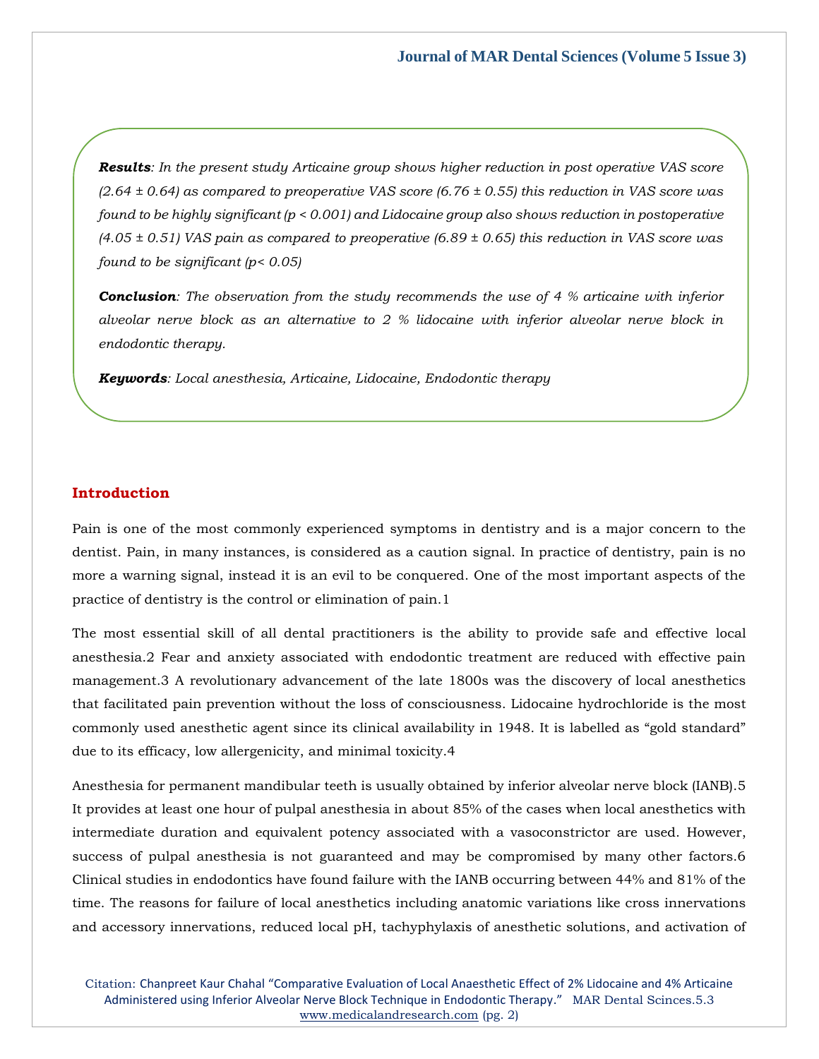***Results**: In the present study Articaine group shows higher reduction in post operative VAS score (2.64 ± 0.64) as compared to preoperative VAS score (6.76 ± 0.55) this reduction in VAS score was found to be highly significant ($p < 0.001$) and Lidocaine group also shows reduction in postoperative (4.05 ± 0.51) VAS pain as compared to preoperative (6.89 ± 0.65) this reduction in VAS score was found to be significant ($p < 0.05$)*

***Conclusion**: The observation from the study recommends the use of 4 % articaine with inferior alveolar nerve block as an alternative to 2 % lidocaine with inferior alveolar nerve block in endodontic therapy.*

***Keywords**: Local anesthesia, Articaine, Lidocaine, Endodontic therapy*

## Introduction

Pain is one of the most commonly experienced symptoms in dentistry and is a major concern to the dentist. Pain, in many instances, is considered as a caution signal. In practice of dentistry, pain is no more a warning signal, instead it is an evil to be conquered. One of the most important aspects of the practice of dentistry is the control or elimination of pain.[1]

The most essential skill of all dental practitioners is the ability to provide safe and effective local anesthesia.[2] Fear and anxiety associated with endodontic treatment are reduced with effective pain management.[3] A revolutionary advancement of the late 1800s was the discovery of local anesthetics that facilitated pain prevention without the loss of consciousness. Lidocaine hydrochloride is the most commonly used anesthetic agent since its clinical availability in 1948. It is labelled as "gold standard" due to its efficacy, low allergenicity, and minimal toxicity.[4]

Anesthesia for permanent mandibular teeth is usually obtained by inferior alveolar nerve block (IANB).[5] It provides at least one hour of pulpal anesthesia in about 85% of the cases when local anesthetics with intermediate duration and equivalent potency associated with a vasoconstrictor are used. However, success of pulpal anesthesia is not guaranteed and may be compromised by many other factors.[6] Clinical studies in endodontics have found failure with the IANB occurring between 44% and 81% of the time. The reasons for failure of local anesthetics including anatomic variations like cross innervations and accessory innervations, reduced local pH, tachyphylaxis of anesthetic solutions, and activation of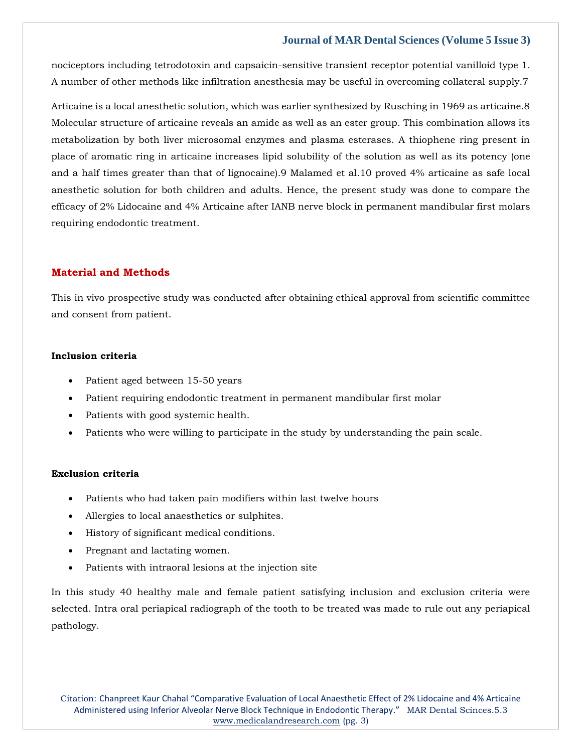nociceptors including tetrodotoxin and capsaicin-sensitive transient receptor potential vanilloid type 1. A number of other methods like infiltration anesthesia may be useful in overcoming collateral supply.7

Articaine is a local anesthetic solution, which was earlier synthesized by Rusching in 1969 as articaine.8 Molecular structure of articaine reveals an amide as well as an ester group. This combination allows its metabolization by both liver microsomal enzymes and plasma esterases. A thiophene ring present in place of aromatic ring in articaine increases lipid solubility of the solution as well as its potency (one and a half times greater than that of lignocaine).9 Malamed et al.10 proved 4% articaine as safe local anesthetic solution for both children and adults. Hence, the present study was done to compare the efficacy of 2% Lidocaine and 4% Articaine after IANB nerve block in permanent mandibular first molars requiring endodontic treatment.

## Material and Methods

This in vivo prospective study was conducted after obtaining ethical approval from scientific committee and consent from patient.

### Inclusion criteria

- Patient aged between 15-50 years
- Patient requiring endodontic treatment in permanent mandibular first molar
- Patients with good systemic health.
- Patients who were willing to participate in the study by understanding the pain scale.

### Exclusion criteria

- Patients who had taken pain modifiers within last twelve hours
- Allergies to local anaesthetics or sulphites.
- History of significant medical conditions.
- Pregnant and lactating women.
- Patients with intraoral lesions at the injection site

In this study 40 healthy male and female patient satisfying inclusion and exclusion criteria were selected. Intra oral periapical radiograph of the tooth to be treated was made to rule out any periapical pathology.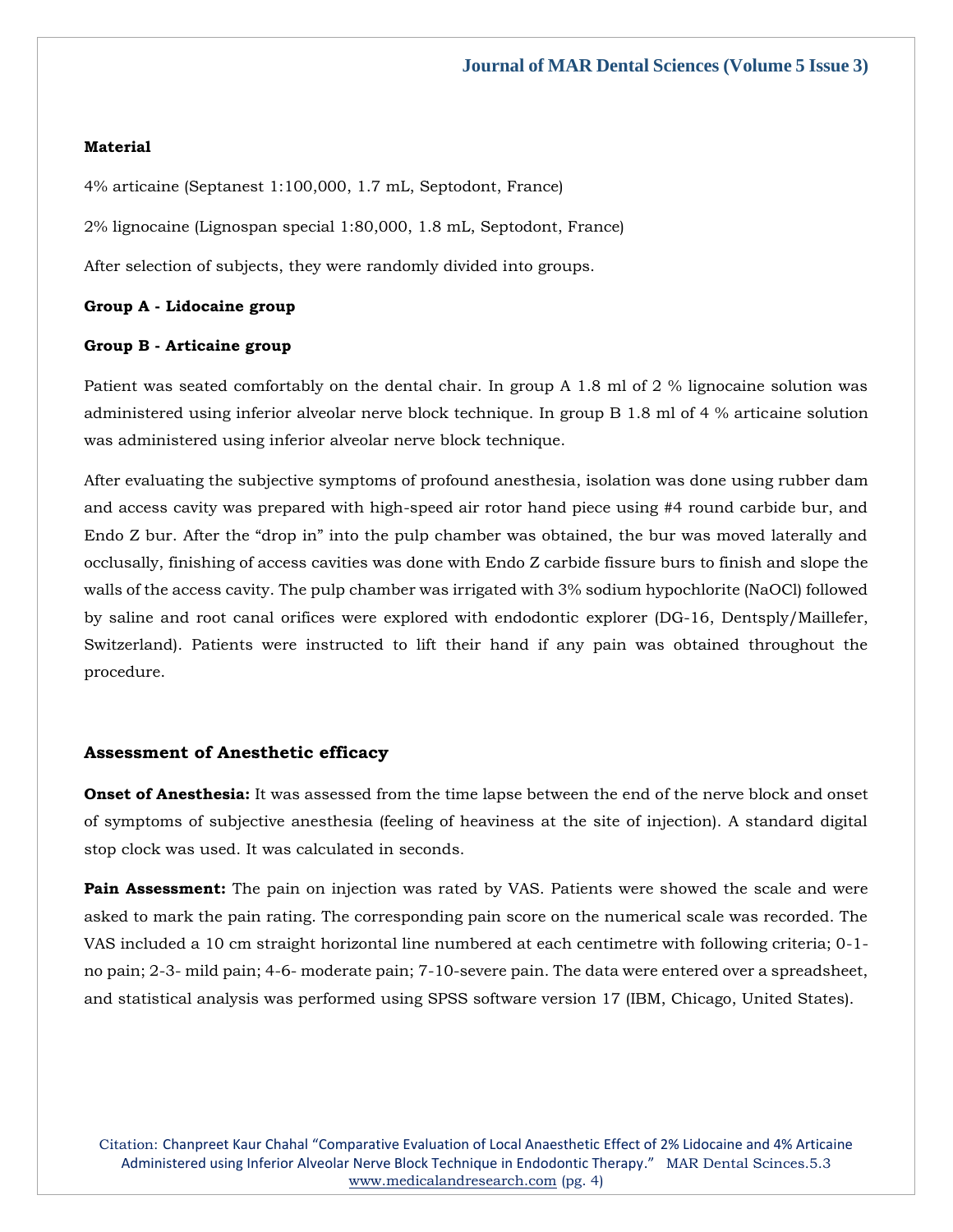**Material**

4% articaine (Septanest 1:100,000, 1.7 mL, Septodont, France)

2% lignocaine (Lignospan special 1:80,000, 1.8 mL, Septodont, France)

After selection of subjects, they were randomly divided into groups.

**Group A - Lidocaine group**

**Group B - Articaine group**

Patient was seated comfortably on the dental chair. In group A 1.8 ml of 2 % lignocaine solution was administered using inferior alveolar nerve block technique. In group B 1.8 ml of 4 % articaine solution was administered using inferior alveolar nerve block technique.

After evaluating the subjective symptoms of profound anesthesia, isolation was done using rubber dam and access cavity was prepared with high-speed air rotor hand piece using #4 round carbide bur, and Endo Z bur. After the "drop in" into the pulp chamber was obtained, the bur was moved laterally and occlusally, finishing of access cavities was done with Endo Z carbide fissure burs to finish and slope the walls of the access cavity. The pulp chamber was irrigated with 3% sodium hypochlorite (NaOCl) followed by saline and root canal orifices were explored with endodontic explorer (DG-16, Dentsply/Maillefer, Switzerland). Patients were instructed to lift their hand if any pain was obtained throughout the procedure.

## Assessment of Anesthetic efficacy

**Onset of Anesthesia:** It was assessed from the time lapse between the end of the nerve block and onset of symptoms of subjective anesthesia (feeling of heaviness at the site of injection). A standard digital stop clock was used. It was calculated in seconds.

**Pain Assessment:** The pain on injection was rated by VAS. Patients were showed the scale and were asked to mark the pain rating. The corresponding pain score on the numerical scale was recorded. The VAS included a 10 cm straight horizontal line numbered at each centimetre with following criteria; 0-1-no pain; 2-3- mild pain; 4-6- moderate pain; 7-10-severe pain. The data were entered over a spreadsheet, and statistical analysis was performed using SPSS software version 17 (IBM, Chicago, United States).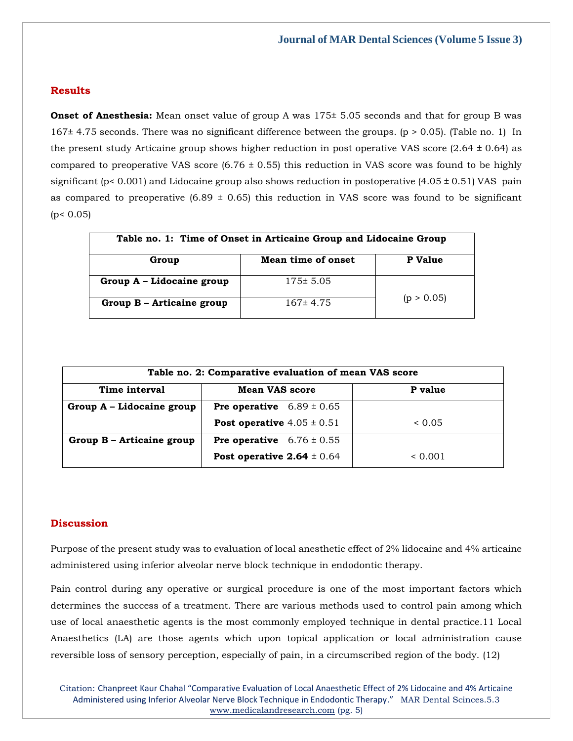## Results

**Onset of Anesthesia:** Mean onset value of group A was 175± 5.05 seconds and that for group B was 167± 4.75 seconds. There was no significant difference between the groups. ($p > 0.05$). (Table no. 1) In the present study Articaine group shows higher reduction in post operative VAS score (2.64 ± 0.64) as compared to preoperative VAS score (6.76 ± 0.55) this reduction in VAS score was found to be highly significant ($p < 0.001$) and Lidocaine group also shows reduction in postoperative (4.05 ± 0.51) VAS pain as compared to preoperative (6.89 ± 0.65) this reduction in VAS score was found to be significant ($p < 0.05$)

**Table no. 1: Time of Onset in Articaine Group and Lidocaine Group**

| Group | Mean time of onset | P Value |
|---|---|---|
| **Group A – Lidocaine group** | 175± 5.05 | ($p > 0.05$) |
| **Group B – Articaine group** | 167± 4.75 | |

**Table no. 2: Comparative evaluation of mean VAS score**

| Time interval | Mean VAS score | P value |
|---|---|---|
| **Group A – Lidocaine group** | **Pre operative** 6.89 ± 0.65 | |
| | **Post operative** 4.05 ± 0.51 | < 0.05 |
| **Group B – Articaine group** | **Pre operative** 6.76 ± 0.55 | |
| | **Post operative 2.64** ± 0.64 | < 0.001 |

## Discussion

Purpose of the present study was to evaluation of local anesthetic effect of 2% lidocaine and 4% articaine administered using inferior alveolar nerve block technique in endodontic therapy.

Pain control during any operative or surgical procedure is one of the most important factors which determines the success of a treatment. There are various methods used to control pain among which use of local anaesthetic agents is the most commonly employed technique in dental practice.11 Local Anaesthetics (LA) are those agents which upon topical application or local administration cause reversible loss of sensory perception, especially of pain, in a circumscribed region of the body. (12)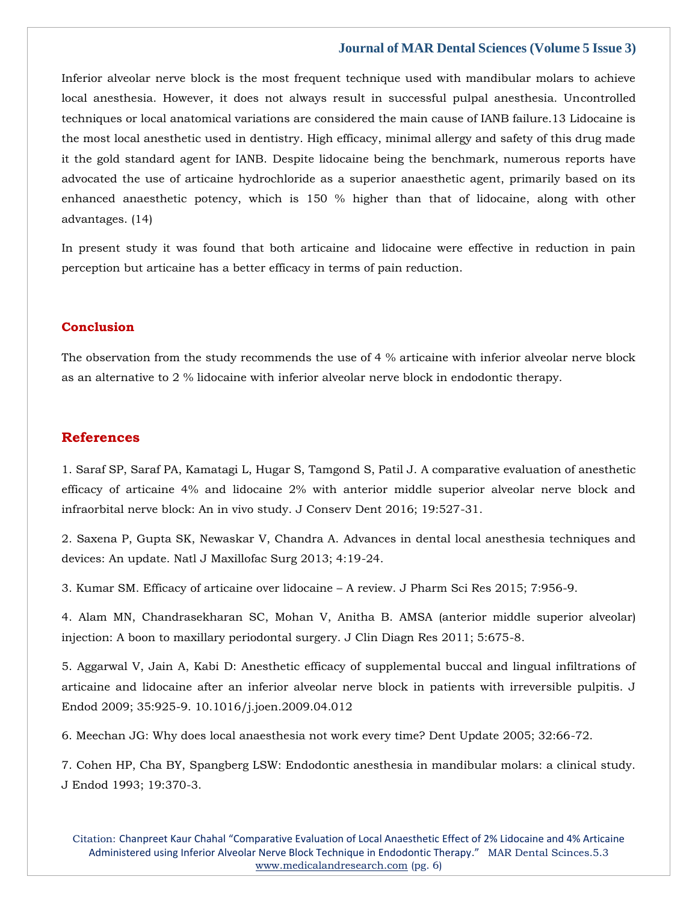Inferior alveolar nerve block is the most frequent technique used with mandibular molars to achieve local anesthesia. However, it does not always result in successful pulpal anesthesia. Uncontrolled techniques or local anatomical variations are considered the main cause of IANB failure.13 Lidocaine is the most local anesthetic used in dentistry. High efficacy, minimal allergy and safety of this drug made it the gold standard agent for IANB. Despite lidocaine being the benchmark, numerous reports have advocated the use of articaine hydrochloride as a superior anaesthetic agent, primarily based on its enhanced anaesthetic potency, which is 150 % higher than that of lidocaine, along with other advantages. (14)

In present study it was found that both articaine and lidocaine were effective in reduction in pain perception but articaine has a better efficacy in terms of pain reduction.

## Conclusion

The observation from the study recommends the use of 4 % articaine with inferior alveolar nerve block as an alternative to 2 % lidocaine with inferior alveolar nerve block in endodontic therapy.

## References

1. Saraf SP, Saraf PA, Kamatagi L, Hugar S, Tamgond S, Patil J. A comparative evaluation of anesthetic efficacy of articaine 4% and lidocaine 2% with anterior middle superior alveolar nerve block and infraorbital nerve block: An in vivo study. J Conserv Dent 2016; 19:527-31.

2. Saxena P, Gupta SK, Newaskar V, Chandra A. Advances in dental local anesthesia techniques and devices: An update. Natl J Maxillofac Surg 2013; 4:19-24.

3. Kumar SM. Efficacy of articaine over lidocaine – A review. J Pharm Sci Res 2015; 7:956-9.

4. Alam MN, Chandrasekharan SC, Mohan V, Anitha B. AMSA (anterior middle superior alveolar) injection: A boon to maxillary periodontal surgery. J Clin Diagn Res 2011; 5:675-8.

5. Aggarwal V, Jain A, Kabi D: Anesthetic efficacy of supplemental buccal and lingual infiltrations of articaine and lidocaine after an inferior alveolar nerve block in patients with irreversible pulpitis. J Endod 2009; 35:925-9. 10.1016/j.joen.2009.04.012

6. Meechan JG: Why does local anaesthesia not work every time? Dent Update 2005; 32:66-72.

7. Cohen HP, Cha BY, Spangberg LSW: Endodontic anesthesia in mandibular molars: a clinical study. J Endod 1993; 19:370-3.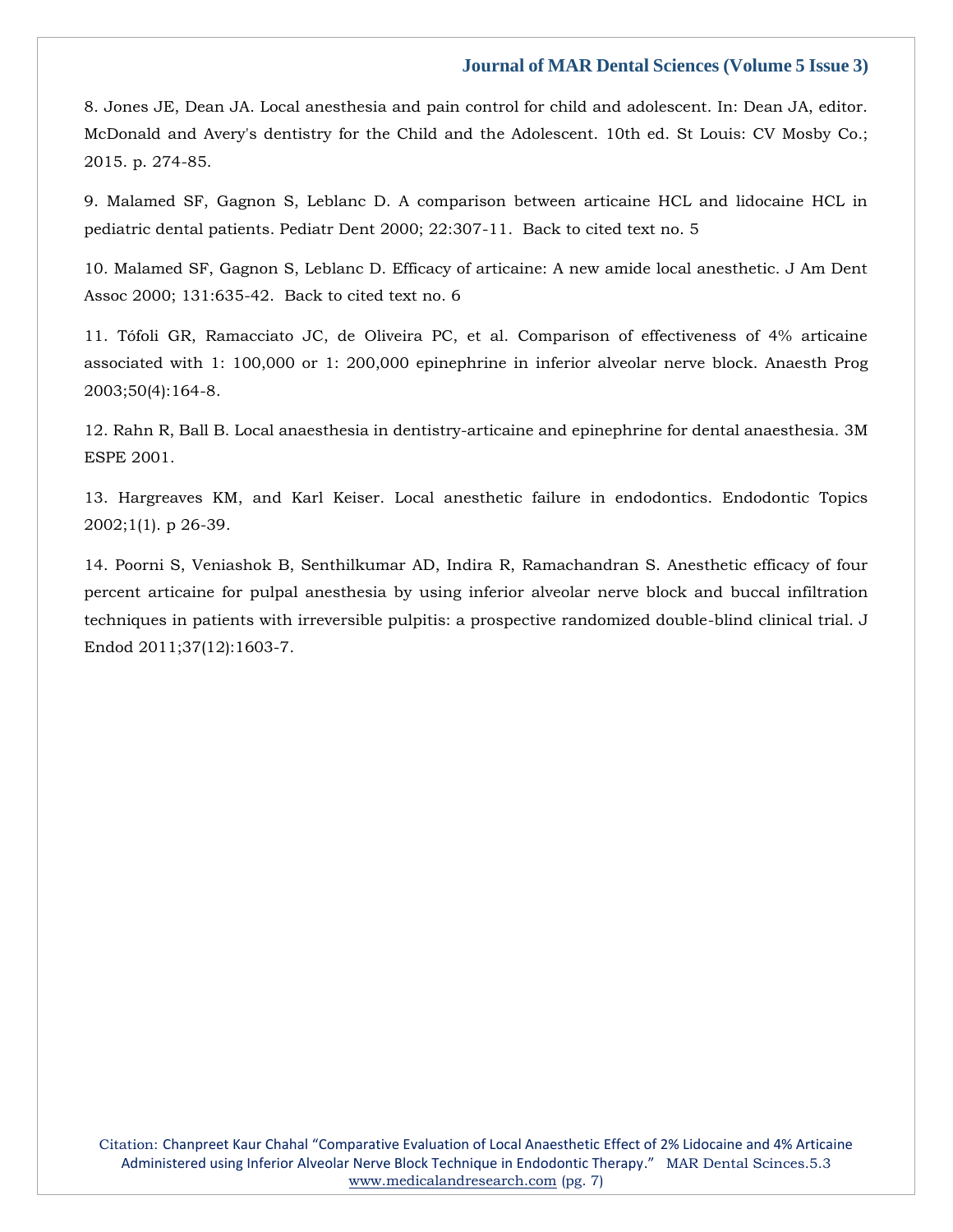8. Jones JE, Dean JA. Local anesthesia and pain control for child and adolescent. In: Dean JA, editor. McDonald and Avery's dentistry for the Child and the Adolescent. 10th ed. St Louis: CV Mosby Co.; 2015. p. 274-85.

9. Malamed SF, Gagnon S, Leblanc D. A comparison between articaine HCL and lidocaine HCL in pediatric dental patients. Pediatr Dent 2000; 22:307-11. Back to cited text no. 5

10. Malamed SF, Gagnon S, Leblanc D. Efficacy of articaine: A new amide local anesthetic. J Am Dent Assoc 2000; 131:635-42. Back to cited text no. 6

11. Tófoli GR, Ramacciato JC, de Oliveira PC, et al. Comparison of effectiveness of 4% articaine associated with 1: 100,000 or 1: 200,000 epinephrine in inferior alveolar nerve block. Anaesth Prog 2003;50(4):164-8.

12. Rahn R, Ball B. Local anaesthesia in dentistry-articaine and epinephrine for dental anaesthesia. 3M ESPE 2001.

13. Hargreaves KM, and Karl Keiser. Local anesthetic failure in endodontics. Endodontic Topics 2002;1(1). p 26-39.

14. Poorni S, Veniashok B, Senthilkumar AD, Indira R, Ramachandran S. Anesthetic efficacy of four percent articaine for pulpal anesthesia by using inferior alveolar nerve block and buccal infiltration techniques in patients with irreversible pulpitis: a prospective randomized double-blind clinical trial. J Endod 2011;37(12):1603-7.